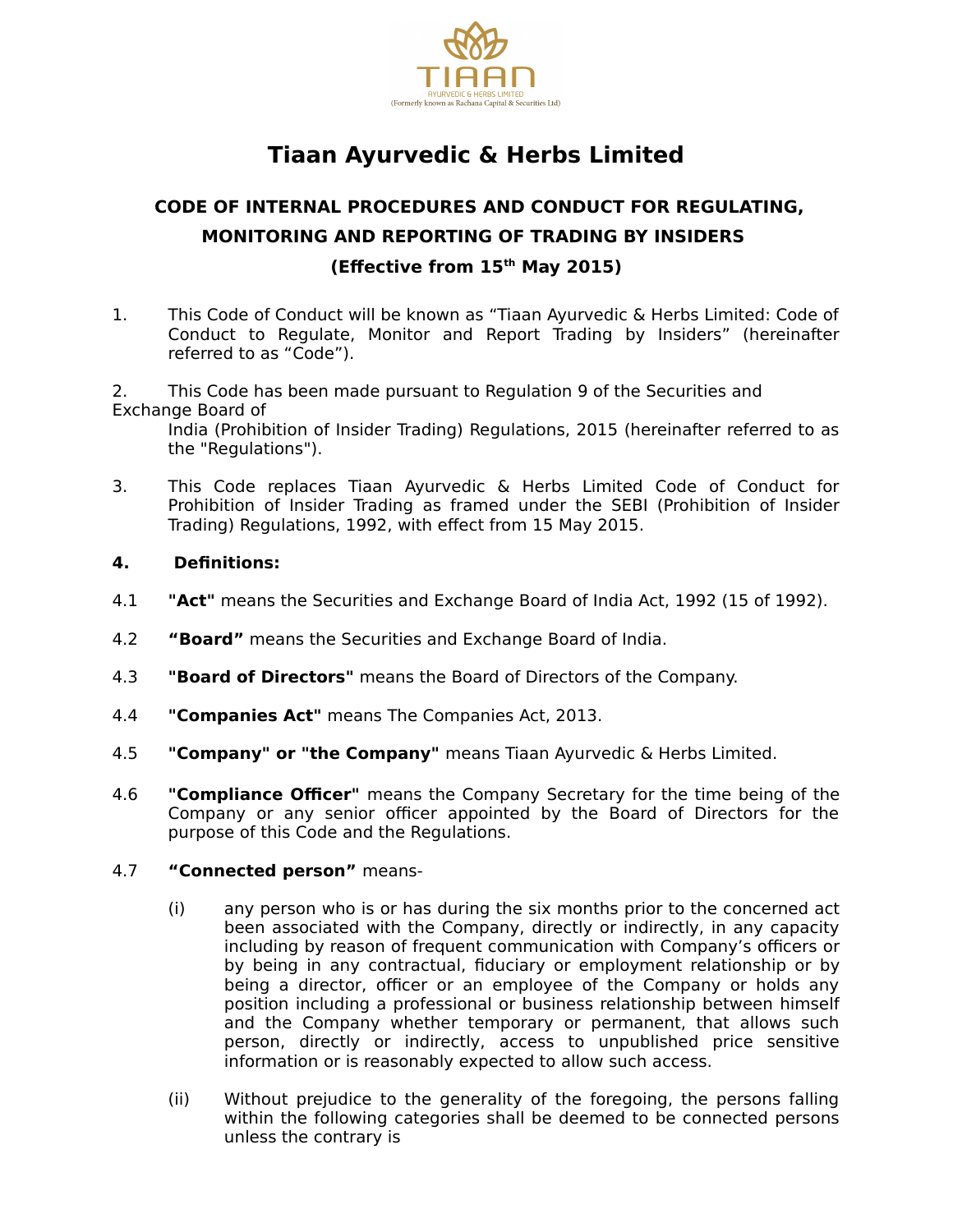# Tiaan Ayurvedic & Herbs Limited

## CODE OF INTERNAL PROCEDURES AND CONDUCT FOR REGULATING, MONITORING AND REPORTING OF TRADING BY INSIDERS

### (Effective from 15th May 2015)

1. This Code of Conduct will be known as “Tiaan Ayurvedic & Herbs Limited: Code of Conduct to Regulate, Monitor and Report Trading by Insiders” (hereinafter referred to as “Code”).

2. This Code has been made pursuant to Regulation 9 of the Securities and Exchange Board of India (Prohibition of Insider Trading) Regulations, 2015 (hereinafter referred to as the "Regulations").

3. This Code replaces Tiaan Ayurvedic & Herbs Limited Code of Conduct for Prohibition of Insider Trading as framed under the SEBI (Prohibition of Insider Trading) Regulations, 1992, with effect from 15 May 2015.

**4. Definitions:**

4.1 **"Act"** means the Securities and Exchange Board of India Act, 1992 (15 of 1992).

4.2 **“Board”** means the Securities and Exchange Board of India.

4.3 **"Board of Directors"** means the Board of Directors of the Company.

4.4 **"Companies Act"** means The Companies Act, 2013.

4.5 **"Company" or "the Company"** means Tiaan Ayurvedic & Herbs Limited.

4.6 **"Compliance Officer"** means the Company Secretary for the time being of the Company or any senior officer appointed by the Board of Directors for the purpose of this Code and the Regulations.

4.7 **“Connected person”** means-

(i) any person who is or has during the six months prior to the concerned act been associated with the Company, directly or indirectly, in any capacity including by reason of frequent communication with Company’s officers or by being in any contractual, fiduciary or employment relationship or by being a director, officer or an employee of the Company or holds any position including a professional or business relationship between himself and the Company whether temporary or permanent, that allows such person, directly or indirectly, access to unpublished price sensitive information or is reasonably expected to allow such access.

(ii) Without prejudice to the generality of the foregoing, the persons falling within the following categories shall be deemed to be connected persons unless the contrary is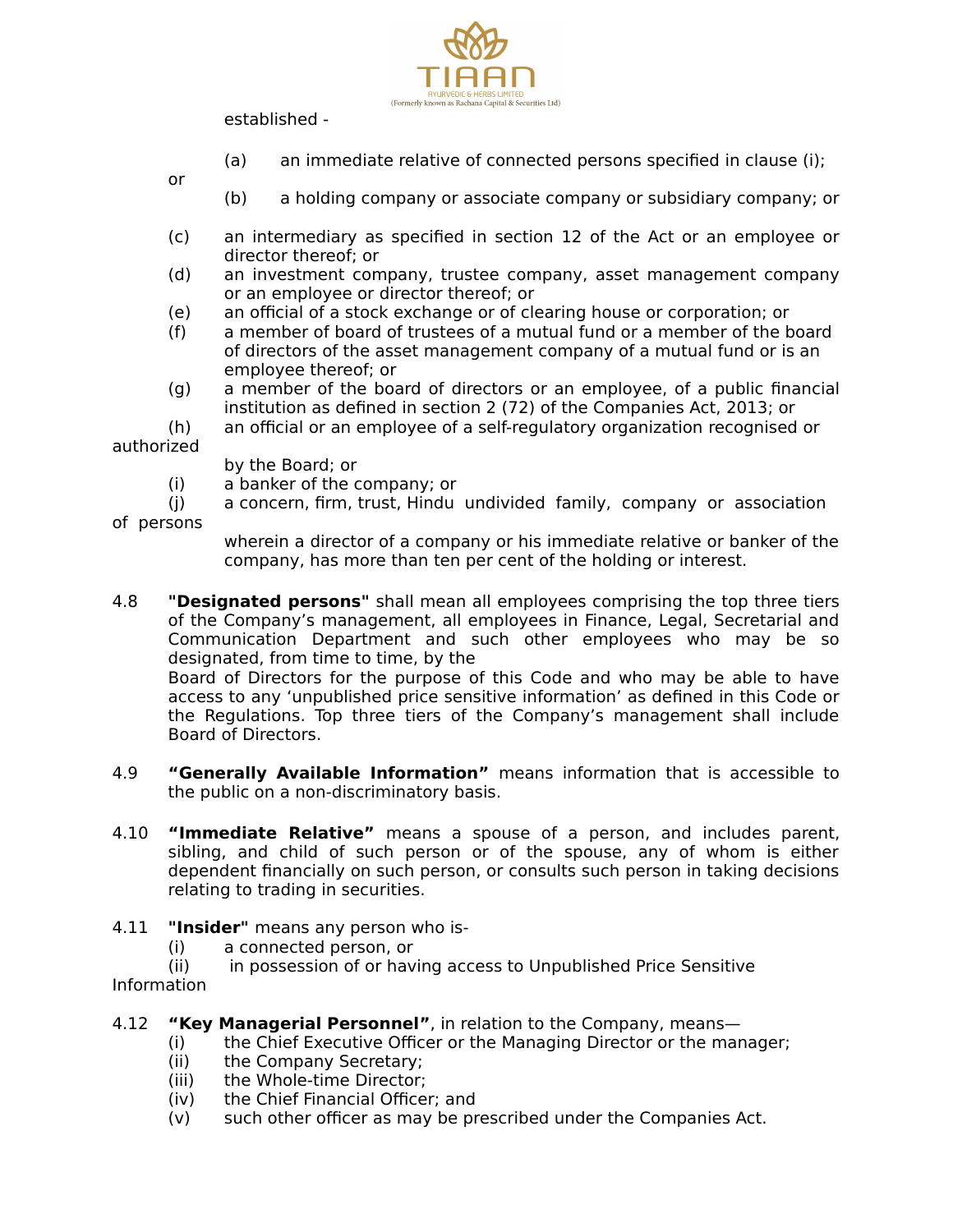established -

(a) an immediate relative of connected persons specified in clause (i); or

(b) a holding company or associate company or subsidiary company; or

(c) an intermediary as specified in section 12 of the Act or an employee or director thereof; or
(d) an investment company, trustee company, asset management company or an employee or director thereof; or
(e) an official of a stock exchange or of clearing house or corporation; or
(f) a member of board of trustees of a mutual fund or a member of the board of directors of the asset management company of a mutual fund or is an employee thereof; or
(g) a member of the board of directors or an employee, of a public financial institution as defined in section 2 (72) of the Companies Act, 2013; or
(h) an official or an employee of a self-regulatory organization recognised or authorized by the Board; or
(i) a banker of the company; or
(j) a concern, firm, trust, Hindu undivided family, company or association of persons wherein a director of a company or his immediate relative or banker of the company, has more than ten per cent of the holding or interest.

4.8 **"Designated persons"** shall mean all employees comprising the top three tiers of the Company's management, all employees in Finance, Legal, Secretarial and Communication Department and such other employees who may be so designated, from time to time, by the Board of Directors for the purpose of this Code and who may be able to have access to any 'unpublished price sensitive information' as defined in this Code or the Regulations. Top three tiers of the Company's management shall include Board of Directors.

4.9 **"Generally Available Information"** means information that is accessible to the public on a non-discriminatory basis.

4.10 **"Immediate Relative"** means a spouse of a person, and includes parent, sibling, and child of such person or of the spouse, any of whom is either dependent financially on such person, or consults such person in taking decisions relating to trading in securities.

4.11 **"Insider"** means any person who is-
(i) a connected person, or
(ii) in possession of or having access to Unpublished Price Sensitive Information

4.12 **"Key Managerial Personnel"**, in relation to the Company, means—
(i) the Chief Executive Officer or the Managing Director or the manager;
(ii) the Company Secretary;
(iii) the Whole-time Director;
(iv) the Chief Financial Officer; and
(v) such other officer as may be prescribed under the Companies Act.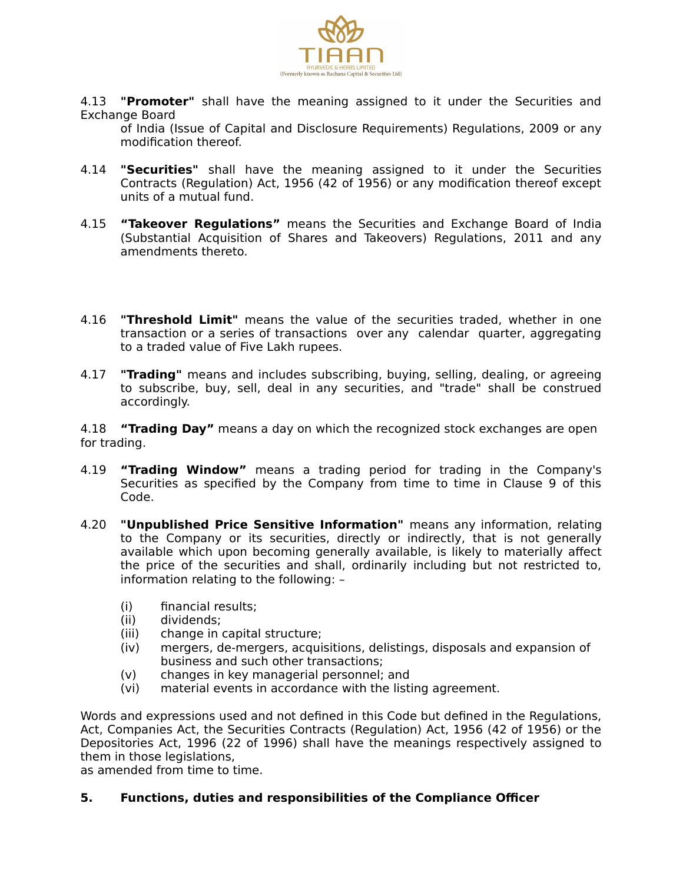4.13 **"Promoter"** shall have the meaning assigned to it under the Securities and Exchange Board of India (Issue of Capital and Disclosure Requirements) Regulations, 2009 or any modification thereof.

4.14 **"Securities"** shall have the meaning assigned to it under the Securities Contracts (Regulation) Act, 1956 (42 of 1956) or any modification thereof except units of a mutual fund.

4.15 **"Takeover Regulations"** means the Securities and Exchange Board of India (Substantial Acquisition of Shares and Takeovers) Regulations, 2011 and any amendments thereto.

4.16 **"Threshold Limit"** means the value of the securities traded, whether in one transaction or a series of transactions over any calendar quarter, aggregating to a traded value of Five Lakh rupees.

4.17 **"Trading"** means and includes subscribing, buying, selling, dealing, or agreeing to subscribe, buy, sell, deal in any securities, and "trade" shall be construed accordingly.

4.18 **"Trading Day"** means a day on which the recognized stock exchanges are open for trading.

4.19 **"Trading Window"** means a trading period for trading in the Company's Securities as specified by the Company from time to time in Clause 9 of this Code.

4.20 **"Unpublished Price Sensitive Information"** means any information, relating to the Company or its securities, directly or indirectly, that is not generally available which upon becoming generally available, is likely to materially affect the price of the securities and shall, ordinarily including but not restricted to, information relating to the following: –

- (i) financial results;
- (ii) dividends;
- (iii) change in capital structure;
- (iv) mergers, de-mergers, acquisitions, delistings, disposals and expansion of business and such other transactions;
- (v) changes in key managerial personnel; and
- (vi) material events in accordance with the listing agreement.

Words and expressions used and not defined in this Code but defined in the Regulations, Act, Companies Act, the Securities Contracts (Regulation) Act, 1956 (42 of 1956) or the Depositories Act, 1996 (22 of 1996) shall have the meanings respectively assigned to them in those legislations, as amended from time to time.

**5. Functions, duties and responsibilities of the Compliance Officer**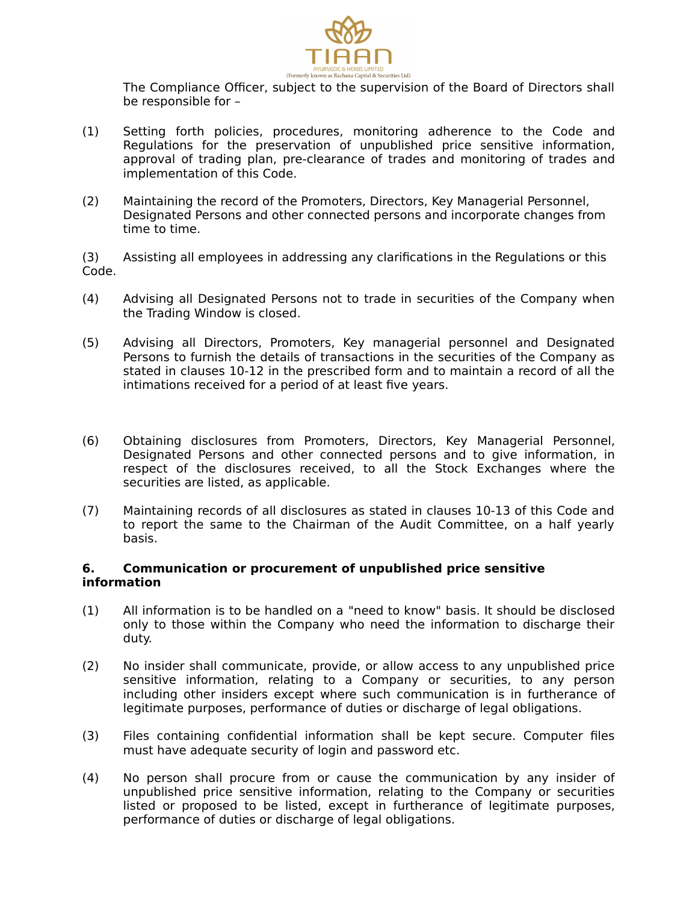The Compliance Officer, subject to the supervision of the Board of Directors shall be responsible for –

(1) Setting forth policies, procedures, monitoring adherence to the Code and Regulations for the preservation of unpublished price sensitive information, approval of trading plan, pre-clearance of trades and monitoring of trades and implementation of this Code.

(2) Maintaining the record of the Promoters, Directors, Key Managerial Personnel, Designated Persons and other connected persons and incorporate changes from time to time.

(3) Assisting all employees in addressing any clarifications in the Regulations or this Code.

(4) Advising all Designated Persons not to trade in securities of the Company when the Trading Window is closed.

(5) Advising all Directors, Promoters, Key managerial personnel and Designated Persons to furnish the details of transactions in the securities of the Company as stated in clauses 10-12 in the prescribed form and to maintain a record of all the intimations received for a period of at least five years.

(6) Obtaining disclosures from Promoters, Directors, Key Managerial Personnel, Designated Persons and other connected persons and to give information, in respect of the disclosures received, to all the Stock Exchanges where the securities are listed, as applicable.

(7) Maintaining records of all disclosures as stated in clauses 10-13 of this Code and to report the same to the Chairman of the Audit Committee, on a half yearly basis.

## 6. Communication or procurement of unpublished price sensitive information

(1) All information is to be handled on a "need to know" basis. It should be disclosed only to those within the Company who need the information to discharge their duty.

(2) No insider shall communicate, provide, or allow access to any unpublished price sensitive information, relating to a Company or securities, to any person including other insiders except where such communication is in furtherance of legitimate purposes, performance of duties or discharge of legal obligations.

(3) Files containing confidential information shall be kept secure. Computer files must have adequate security of login and password etc.

(4) No person shall procure from or cause the communication by any insider of unpublished price sensitive information, relating to the Company or securities listed or proposed to be listed, except in furtherance of legitimate purposes, performance of duties or discharge of legal obligations.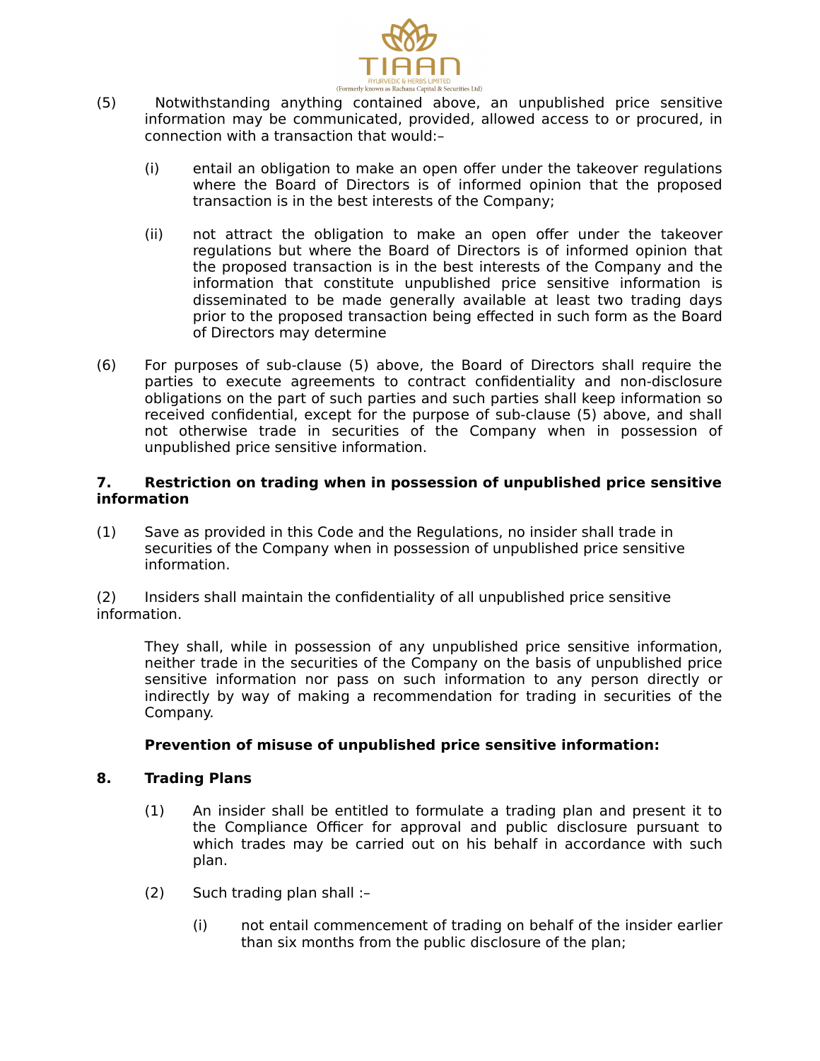(5) Notwithstanding anything contained above, an unpublished price sensitive information may be communicated, provided, allowed access to or procured, in connection with a transaction that would:–

(i) entail an obligation to make an open offer under the takeover regulations where the Board of Directors is of informed opinion that the proposed transaction is in the best interests of the Company;

(ii) not attract the obligation to make an open offer under the takeover regulations but where the Board of Directors is of informed opinion that the proposed transaction is in the best interests of the Company and the information that constitute unpublished price sensitive information is disseminated to be made generally available at least two trading days prior to the proposed transaction being effected in such form as the Board of Directors may determine

(6) For purposes of sub-clause (5) above, the Board of Directors shall require the parties to execute agreements to contract confidentiality and non-disclosure obligations on the part of such parties and such parties shall keep information so received confidential, except for the purpose of sub-clause (5) above, and shall not otherwise trade in securities of the Company when in possession of unpublished price sensitive information.

**7. Restriction on trading when in possession of unpublished price sensitive information**

(1) Save as provided in this Code and the Regulations, no insider shall trade in securities of the Company when in possession of unpublished price sensitive information.

(2) Insiders shall maintain the confidentiality of all unpublished price sensitive information.

They shall, while in possession of any unpublished price sensitive information, neither trade in the securities of the Company on the basis of unpublished price sensitive information nor pass on such information to any person directly or indirectly by way of making a recommendation for trading in securities of the Company.

**Prevention of misuse of unpublished price sensitive information:**

**8. Trading Plans**

(1) An insider shall be entitled to formulate a trading plan and present it to the Compliance Officer for approval and public disclosure pursuant to which trades may be carried out on his behalf in accordance with such plan.

(2) Such trading plan shall :–

(i) not entail commencement of trading on behalf of the insider earlier than six months from the public disclosure of the plan;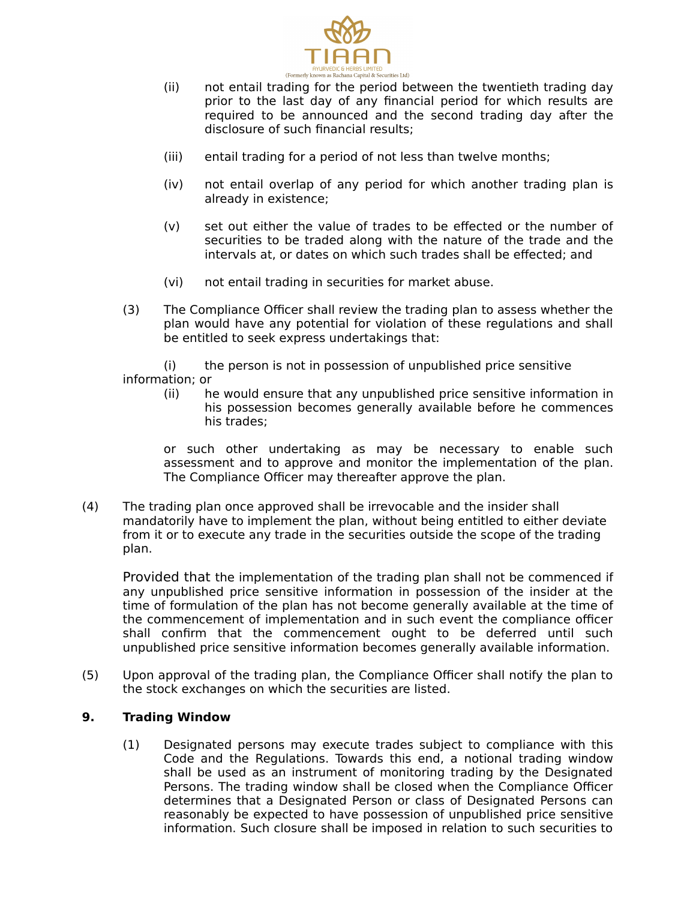(ii) not entail trading for the period between the twentieth trading day prior to the last day of any financial period for which results are required to be announced and the second trading day after the disclosure of such financial results;

(iii) entail trading for a period of not less than twelve months;

(iv) not entail overlap of any period for which another trading plan is already in existence;

(v) set out either the value of trades to be effected or the number of securities to be traded along with the nature of the trade and the intervals at, or dates on which such trades shall be effected; and

(vi) not entail trading in securities for market abuse.

(3) The Compliance Officer shall review the trading plan to assess whether the plan would have any potential for violation of these regulations and shall be entitled to seek express undertakings that:

(i) the person is not in possession of unpublished price sensitive information; or

(ii) he would ensure that any unpublished price sensitive information in his possession becomes generally available before he commences his trades;

or such other undertaking as may be necessary to enable such assessment and to approve and monitor the implementation of the plan. The Compliance Officer may thereafter approve the plan.

(4) The trading plan once approved shall be irrevocable and the insider shall mandatorily have to implement the plan, without being entitled to either deviate from it or to execute any trade in the securities outside the scope of the trading plan.

Provided that the implementation of the trading plan shall not be commenced if any unpublished price sensitive information in possession of the insider at the time of formulation of the plan has not become generally available at the time of the commencement of implementation and in such event the compliance officer shall confirm that the commencement ought to be deferred until such unpublished price sensitive information becomes generally available information.

(5) Upon approval of the trading plan, the Compliance Officer shall notify the plan to the stock exchanges on which the securities are listed.

## 9. Trading Window

(1) Designated persons may execute trades subject to compliance with this Code and the Regulations. Towards this end, a notional trading window shall be used as an instrument of monitoring trading by the Designated Persons. The trading window shall be closed when the Compliance Officer determines that a Designated Person or class of Designated Persons can reasonably be expected to have possession of unpublished price sensitive information. Such closure shall be imposed in relation to such securities to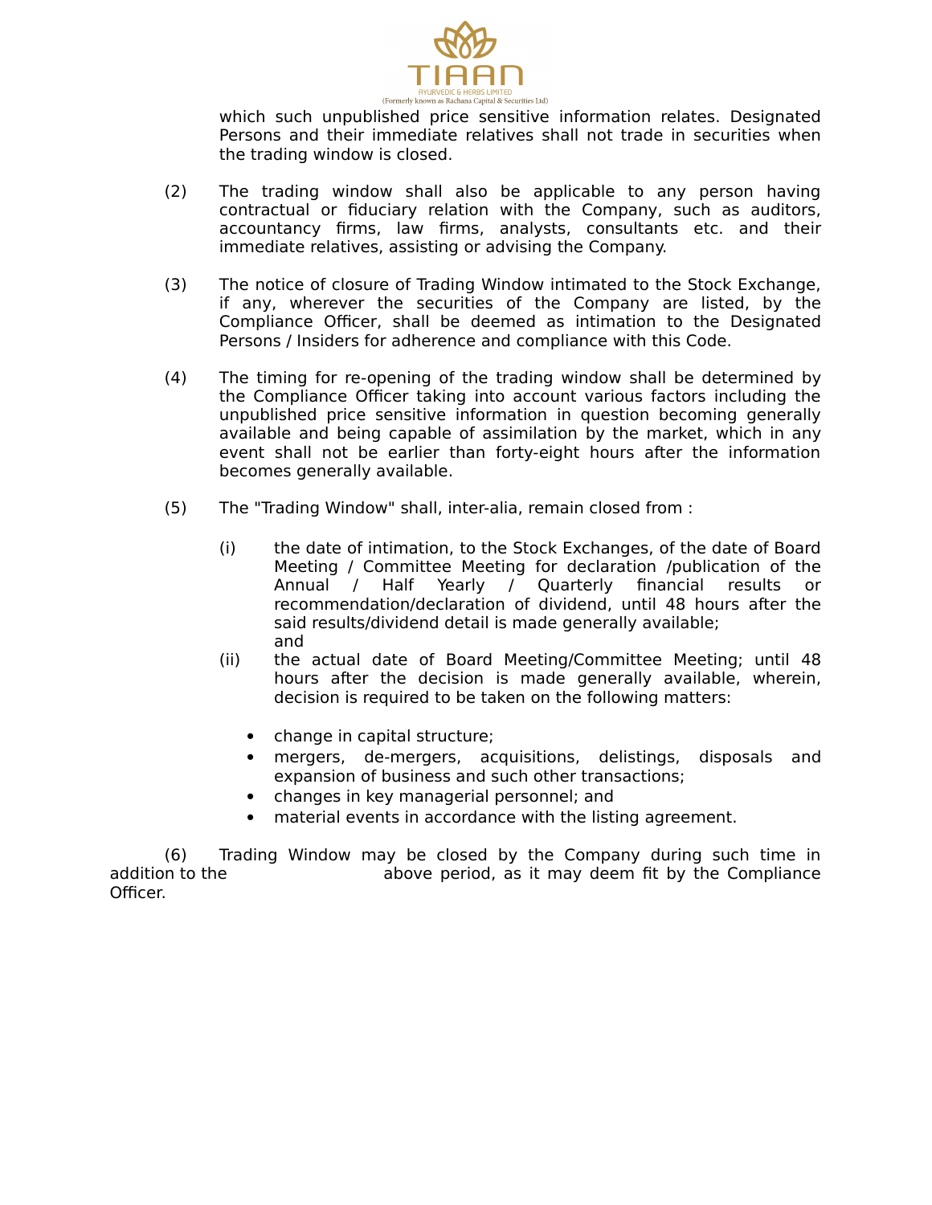which such unpublished price sensitive information relates. Designated Persons and their immediate relatives shall not trade in securities when the trading window is closed.

(2) The trading window shall also be applicable to any person having contractual or fiduciary relation with the Company, such as auditors, accountancy firms, law firms, analysts, consultants etc. and their immediate relatives, assisting or advising the Company.

(3) The notice of closure of Trading Window intimated to the Stock Exchange, if any, wherever the securities of the Company are listed, by the Compliance Officer, shall be deemed as intimation to the Designated Persons / Insiders for adherence and compliance with this Code.

(4) The timing for re-opening of the trading window shall be determined by the Compliance Officer taking into account various factors including the unpublished price sensitive information in question becoming generally available and being capable of assimilation by the market, which in any event shall not be earlier than forty-eight hours after the information becomes generally available.

(5) The "Trading Window" shall, inter-alia, remain closed from :

(i) the date of intimation, to the Stock Exchanges, of the date of Board Meeting / Committee Meeting for declaration /publication of the Annual / Half Yearly / Quarterly financial results or recommendation/declaration of dividend, until 48 hours after the said results/dividend detail is made generally available; and

(ii) the actual date of Board Meeting/Committee Meeting; until 48 hours after the decision is made generally available, wherein, decision is required to be taken on the following matters:

- change in capital structure;
- mergers, de-mergers, acquisitions, delistings, disposals and expansion of business and such other transactions;
- changes in key managerial personnel; and
- material events in accordance with the listing agreement.

(6) Trading Window may be closed by the Company during such time in addition to the above period, as it may deem fit by the Compliance Officer.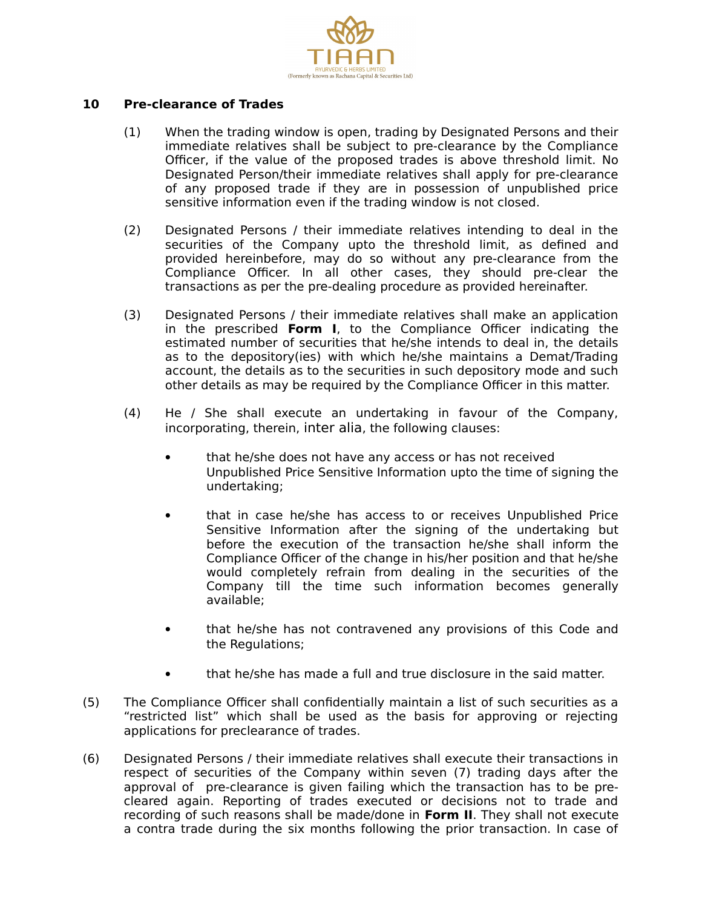## 10 Pre-clearance of Trades

(1) When the trading window is open, trading by Designated Persons and their immediate relatives shall be subject to pre-clearance by the Compliance Officer, if the value of the proposed trades is above threshold limit. No Designated Person/their immediate relatives shall apply for pre-clearance of any proposed trade if they are in possession of unpublished price sensitive information even if the trading window is not closed.

(2) Designated Persons / their immediate relatives intending to deal in the securities of the Company upto the threshold limit, as defined and provided hereinbefore, may do so without any pre-clearance from the Compliance Officer. In all other cases, they should pre-clear the transactions as per the pre-dealing procedure as provided hereinafter.

(3) Designated Persons / their immediate relatives shall make an application in the prescribed **Form I**, to the Compliance Officer indicating the estimated number of securities that he/she intends to deal in, the details as to the depository(ies) with which he/she maintains a Demat/Trading account, the details as to the securities in such depository mode and such other details as may be required by the Compliance Officer in this matter.

(4) He / She shall execute an undertaking in favour of the Company, incorporating, therein, inter alia, the following clauses:

- that he/she does not have any access or has not received Unpublished Price Sensitive Information upto the time of signing the undertaking;
- that in case he/she has access to or receives Unpublished Price Sensitive Information after the signing of the undertaking but before the execution of the transaction he/she shall inform the Compliance Officer of the change in his/her position and that he/she would completely refrain from dealing in the securities of the Company till the time such information becomes generally available;
- that he/she has not contravened any provisions of this Code and the Regulations;
- that he/she has made a full and true disclosure in the said matter.

(5) The Compliance Officer shall confidentially maintain a list of such securities as a "restricted list" which shall be used as the basis for approving or rejecting applications for preclearance of trades.

(6) Designated Persons / their immediate relatives shall execute their transactions in respect of securities of the Company within seven (7) trading days after the approval of pre-clearance is given failing which the transaction has to be pre-cleared again. Reporting of trades executed or decisions not to trade and recording of such reasons shall be made/done in **Form II**. They shall not execute a contra trade during the six months following the prior transaction. In case of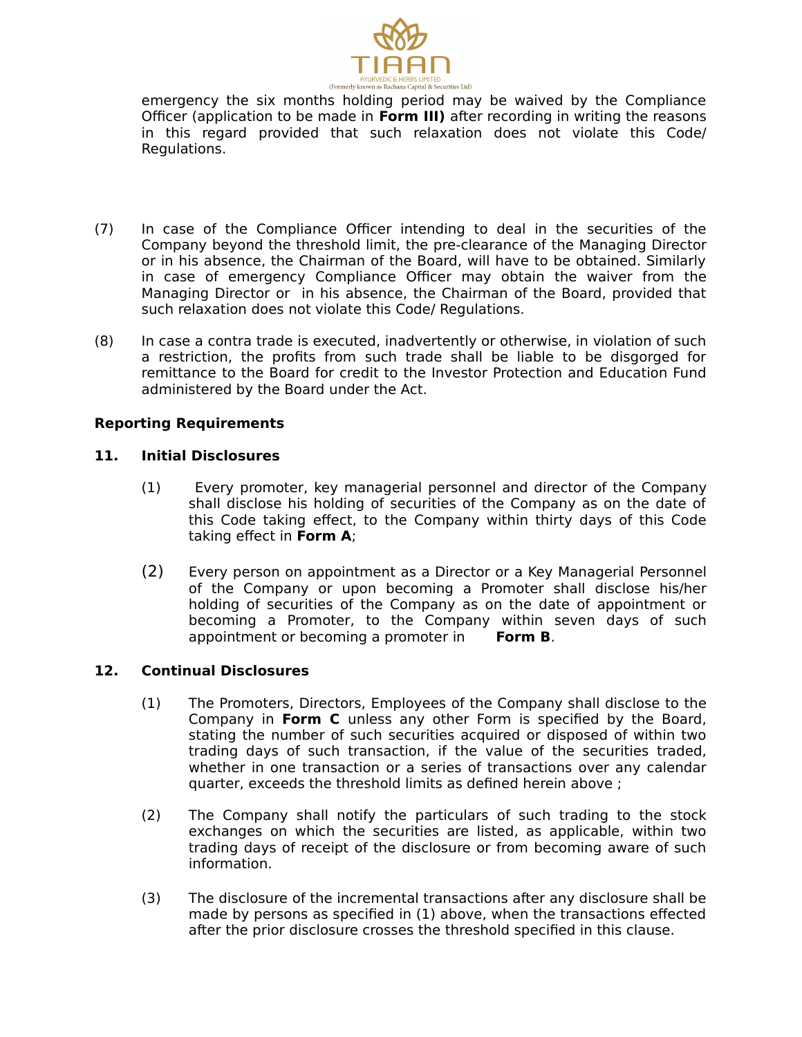emergency the six months holding period may be waived by the Compliance Officer (application to be made in **Form III)** after recording in writing the reasons in this regard provided that such relaxation does not violate this Code/ Regulations.

(7) In case of the Compliance Officer intending to deal in the securities of the Company beyond the threshold limit, the pre-clearance of the Managing Director or in his absence, the Chairman of the Board, will have to be obtained. Similarly in case of emergency Compliance Officer may obtain the waiver from the Managing Director or in his absence, the Chairman of the Board, provided that such relaxation does not violate this Code/ Regulations.

(8) In case a contra trade is executed, inadvertently or otherwise, in violation of such a restriction, the profits from such trade shall be liable to be disgorged for remittance to the Board for credit to the Investor Protection and Education Fund administered by the Board under the Act.

**Reporting Requirements**

**11. Initial Disclosures**

(1) Every promoter, key managerial personnel and director of the Company shall disclose his holding of securities of the Company as on the date of this Code taking effect, to the Company within thirty days of this Code taking effect in **Form A**;

(2) Every person on appointment as a Director or a Key Managerial Personnel of the Company or upon becoming a Promoter shall disclose his/her holding of securities of the Company as on the date of appointment or becoming a Promoter, to the Company within seven days of such appointment or becoming a promoter in **Form B**.

**12. Continual Disclosures**

(1) The Promoters, Directors, Employees of the Company shall disclose to the Company in **Form C** unless any other Form is specified by the Board, stating the number of such securities acquired or disposed of within two trading days of such transaction, if the value of the securities traded, whether in one transaction or a series of transactions over any calendar quarter, exceeds the threshold limits as defined herein above ;

(2) The Company shall notify the particulars of such trading to the stock exchanges on which the securities are listed, as applicable, within two trading days of receipt of the disclosure or from becoming aware of such information.

(3) The disclosure of the incremental transactions after any disclosure shall be made by persons as specified in (1) above, when the transactions effected after the prior disclosure crosses the threshold specified in this clause.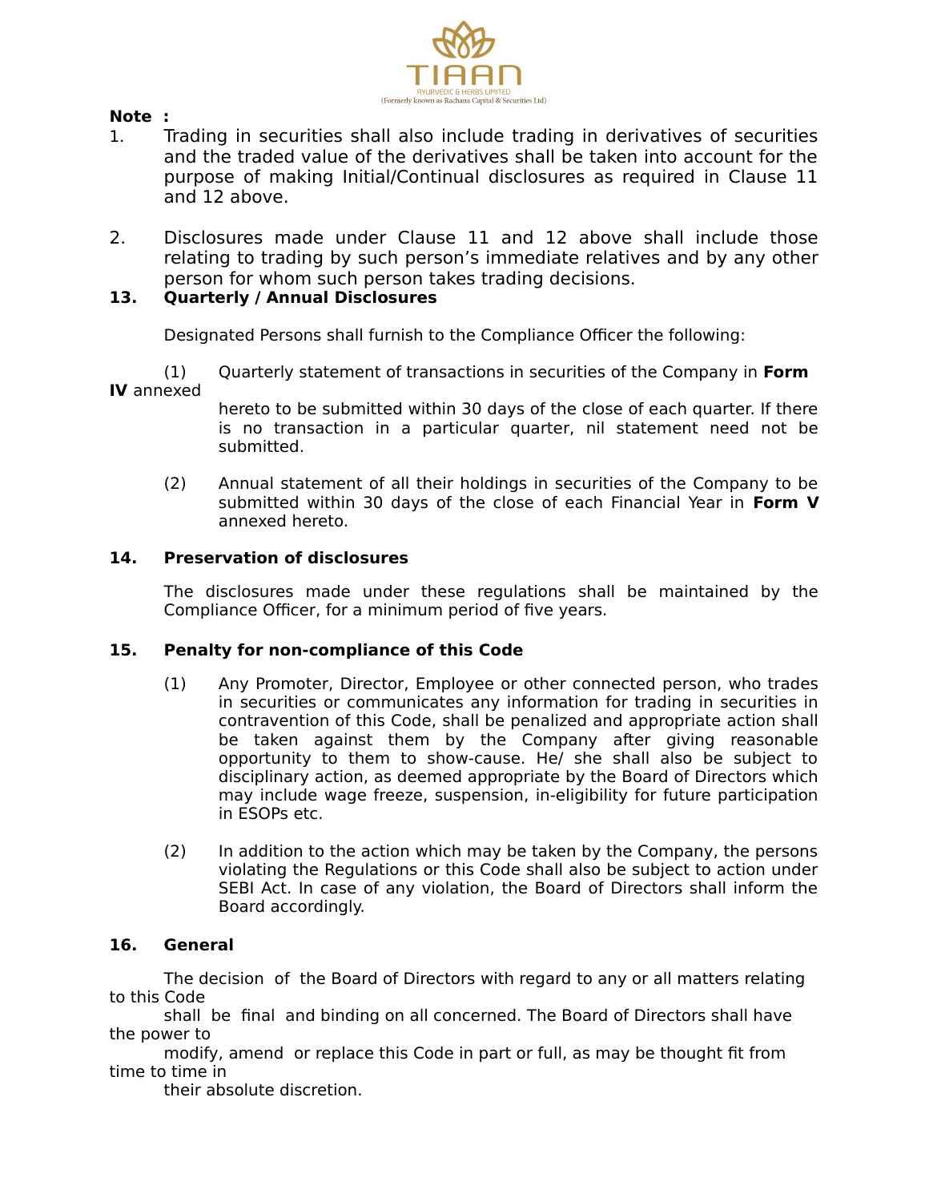**Note :**

1. Trading in securities shall also include trading in derivatives of securities and the traded value of the derivatives shall be taken into account for the purpose of making Initial/Continual disclosures as required in Clause 11 and 12 above.

2. Disclosures made under Clause 11 and 12 above shall include those relating to trading by such person's immediate relatives and by any other person for whom such person takes trading decisions.

## 13. Quarterly / Annual Disclosures

Designated Persons shall furnish to the Compliance Officer the following:

(1) Quarterly statement of transactions in securities of the Company in **Form IV** annexed hereto to be submitted within 30 days of the close of each quarter. If there is no transaction in a particular quarter, nil statement need not be submitted.

(2) Annual statement of all their holdings in securities of the Company to be submitted within 30 days of the close of each Financial Year in **Form V** annexed hereto.

## 14. Preservation of disclosures

The disclosures made under these regulations shall be maintained by the Compliance Officer, for a minimum period of five years.

## 15. Penalty for non-compliance of this Code

(1) Any Promoter, Director, Employee or other connected person, who trades in securities or communicates any information for trading in securities in contravention of this Code, shall be penalized and appropriate action shall be taken against them by the Company after giving reasonable opportunity to them to show-cause. He/ she shall also be subject to disciplinary action, as deemed appropriate by the Board of Directors which may include wage freeze, suspension, in-eligibility for future participation in ESOPs etc.

(2) In addition to the action which may be taken by the Company, the persons violating the Regulations or this Code shall also be subject to action under SEBI Act. In case of any violation, the Board of Directors shall inform the Board accordingly.

## 16. General

The decision of the Board of Directors with regard to any or all matters relating to this Code shall be final and binding on all concerned. The Board of Directors shall have the power to modify, amend or replace this Code in part or full, as may be thought fit from time to time in their absolute discretion.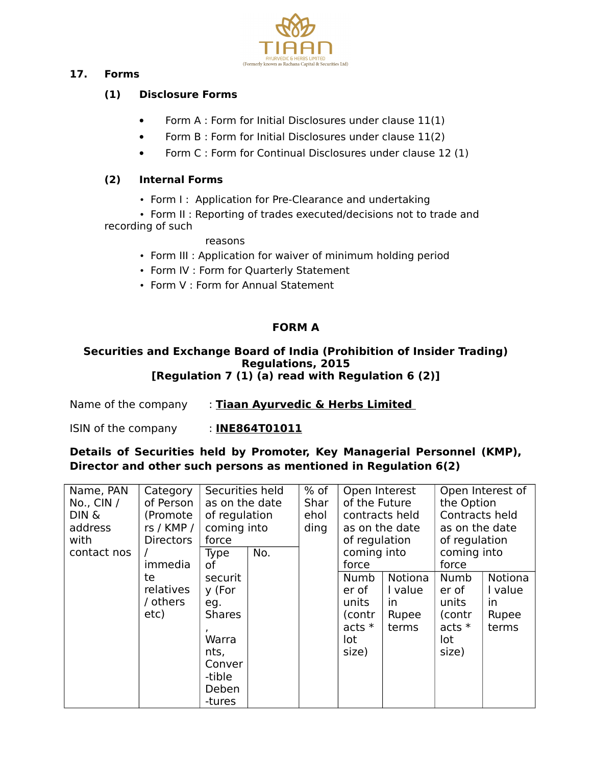## 17. Forms

### (1) Disclosure Forms

- Form A : Form for Initial Disclosures under clause 11(1)
- Form B : Form for Initial Disclosures under clause 11(2)
- Form C : Form for Continual Disclosures under clause 12 (1)

### (2) Internal Forms

- Form I : Application for Pre-Clearance and undertaking
- Form II : Reporting of trades executed/decisions not to trade and recording of such reasons
- Form III : Application for waiver of minimum holding period
- Form IV : Form for Quarterly Statement
- Form V : Form for Annual Statement

## FORM A

**Securities and Exchange Board of India (Prohibition of Insider Trading) Regulations, 2015**
**[Regulation 7 (1) (a) read with Regulation 6 (2)]**

Name of the company : **Tiaan Ayurvedic & Herbs Limited**

ISIN of the company : **INE864T01011**

**Details of Securities held by Promoter, Key Managerial Personnel (KMP), Director and other such persons as mentioned in Regulation 6(2)**

| Name, PAN No., CIN / DIN & address with contact nos | Category of Person (Promoters / KMP / Directors / immediate relatives / others etc) | Securities held as on the date of regulation coming into force | | % of Shareholding | Open Interest of the Future contracts held as on the date of regulation coming into force | | Open Interest of the Option Contracts held as on the date of regulation coming into force | |
|---|---|---|---|---|---|---|---|---|
| | | Type of security (For eg. Shares, Warrants, Convertible Debentures | No. | | Number of units (contracts * lot size) | Notional value in Rupee terms | Number of units (contracts * lot size) | Notional value in Rupee terms |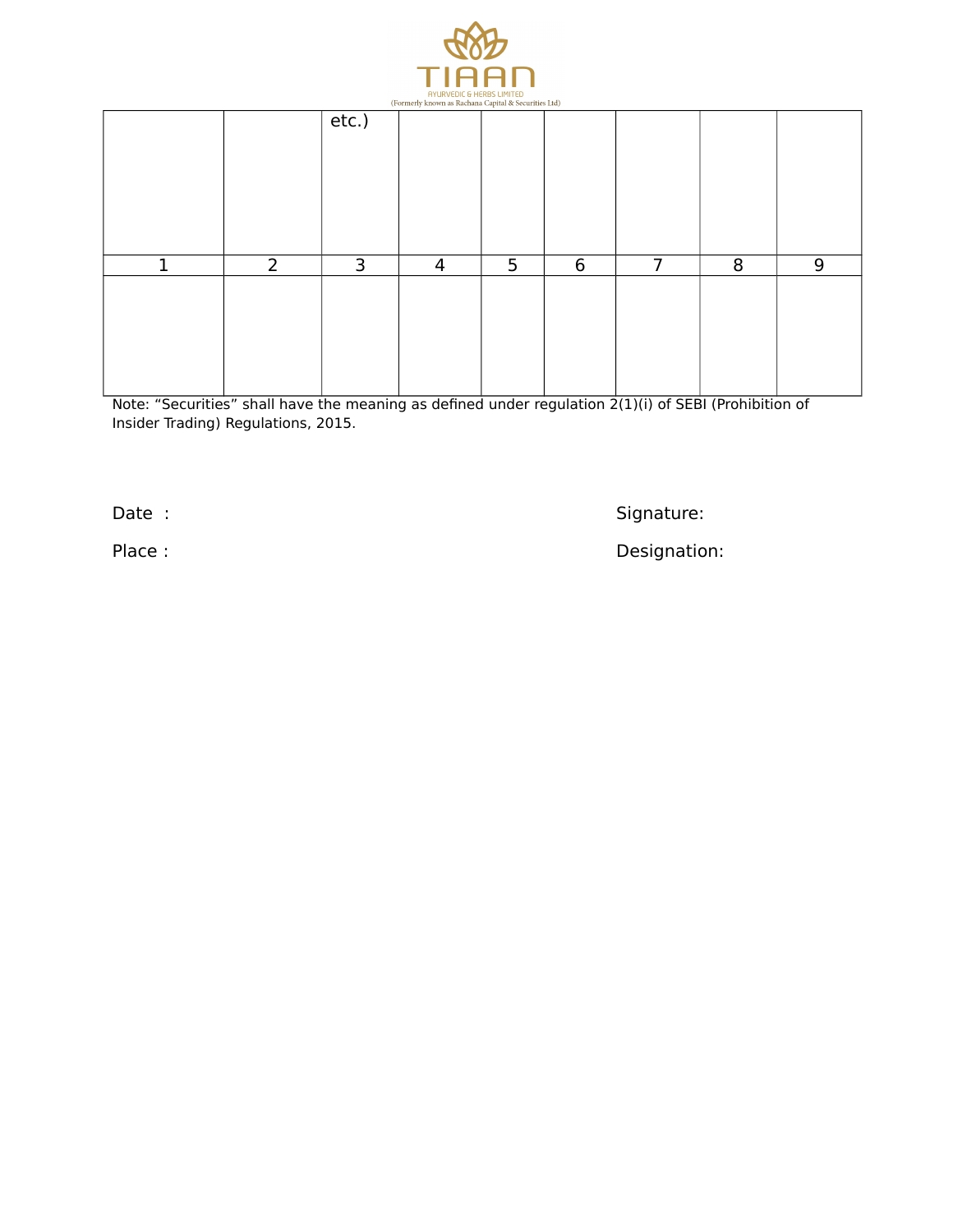|  |  | etc.) |  |  |  |  |  |  |
|---|---|---|---|---|---|---|---|---|
| 1 | 2 | 3 | 4 | 5 | 6 | 7 | 8 | 9 |
|  |  |  |  |  |  |  |  |  |

Note: “Securities” shall have the meaning as defined under regulation 2(1)(i) of SEBI (Prohibition of Insider Trading) Regulations, 2015.

Date :

Place :

Signature:

Designation: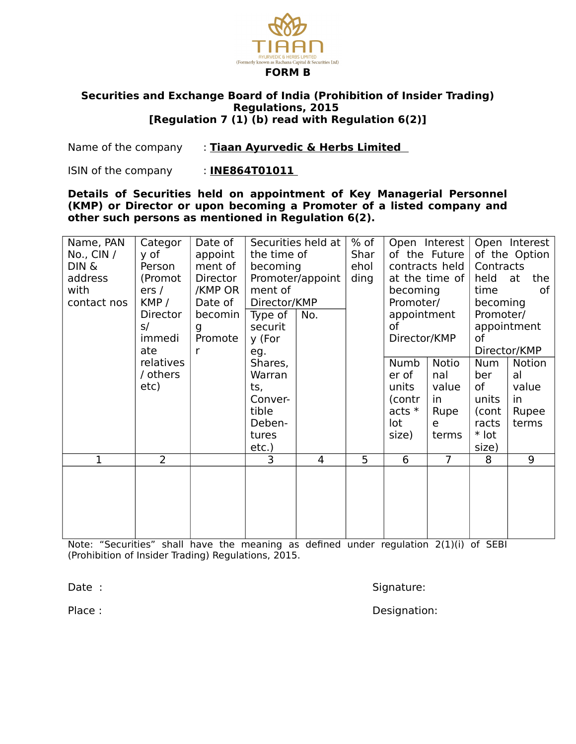TIAAN
AYURVEDIC & HERBS LIMITED
(Formerly known as Rachana Capital & Securities Ltd)

## FORM B

### Securities and Exchange Board of India (Prohibition of Insider Trading) Regulations, 2015 [Regulation 7 (1) (b) read with Regulation 6(2)]

Name of the company : **Tiaan Ayurvedic & Herbs Limited**

ISIN of the company : **INE864T01011**

**Details of Securities held on appointment of Key Managerial Personnel (KMP) or Director or upon becoming a Promoter of a listed company and other such persons as mentioned in Regulation 6(2).**

| Name, PAN No., CIN / DIN & address with contact nos | Category of Person (Promoters / KMP / Directors/ immediate relatives / others etc) | Date of appointment of Director /KMP OR Date of becoming Promoter | Securities held at the time of becoming Promoter/appointment of Director/KMP | | % of Shareholding | Open Interest of the Future contracts held at the time of becoming Promoter/ appointment of Director/KMP | | Open Interest of the Option Contracts held at the time of becoming Promoter/ appointment of Director/KMP | |
|---|---|---|---|---|---|---|---|---|---|
| | | | Type of security (For eg. Shares, Warrants, Convertible Debentures etc.) | No. | | Number of units (contracts * lot size) | Notional value in Rupee terms | Number of units (contracts * lot size) | Notional value in Rupee terms |
| 1 | 2 | | 3 | 4 | 5 | 6 | 7 | 8 | 9 |
| | | | | | | | | | |

Note: "Securities" shall have the meaning as defined under regulation 2(1)(i) of SEBI (Prohibition of Insider Trading) Regulations, 2015.

Date :

Place :

Signature:

Designation: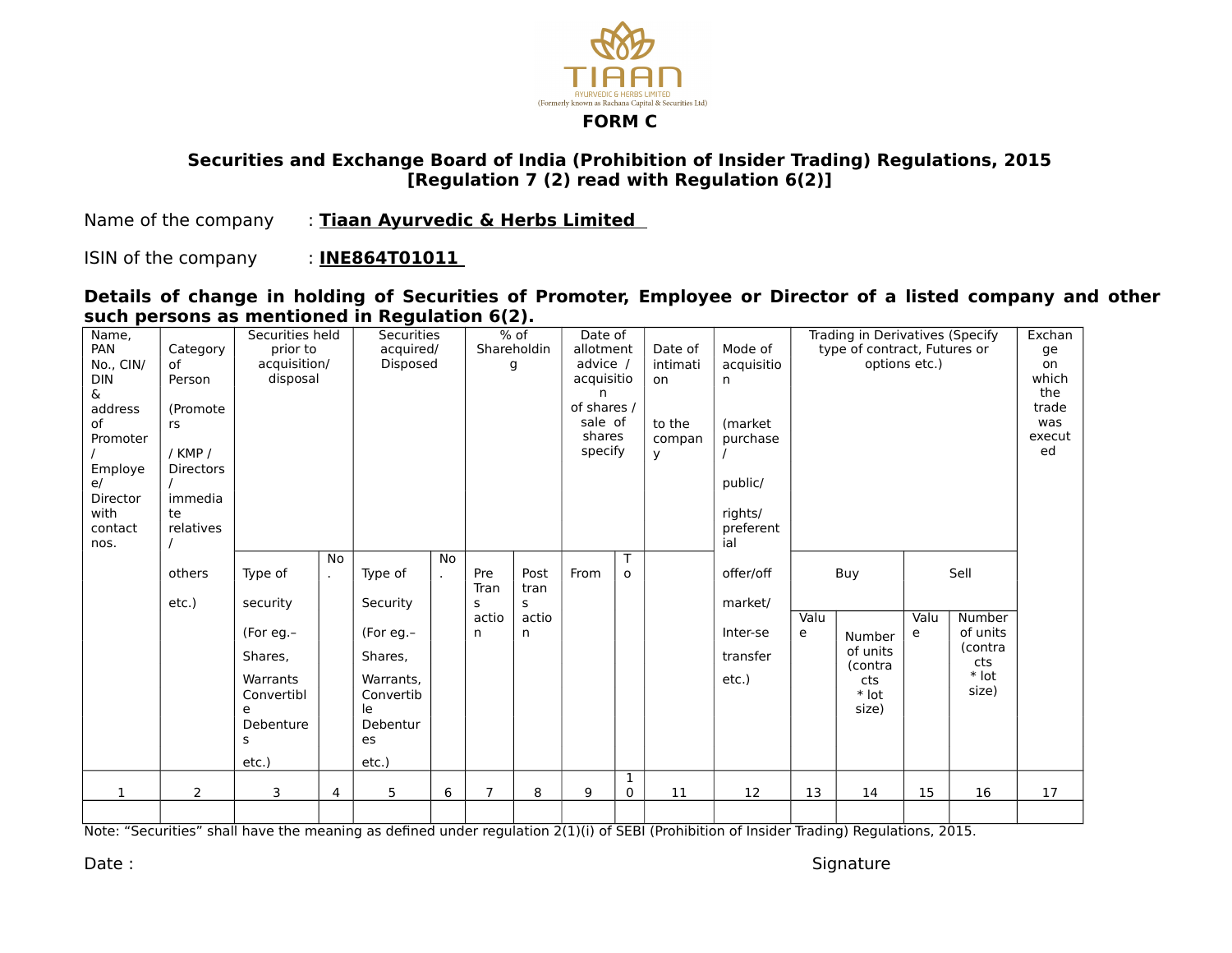TIAAN AYURVEDIC & HERBS LIMITED
(Formerly known as Rachana Capital & Securities Ltd)

**FORM C**

**Securities and Exchange Board of India (Prohibition of Insider Trading) Regulations, 2015**
**[Regulation 7 (2) read with Regulation 6(2)]**

Name of the company : **Tiaan Ayurvedic & Herbs Limited**

ISIN of the company : **INE864T01011**

**Details of change in holding of Securities of Promoter, Employee or Director of a listed company and other such persons as mentioned in Regulation 6(2).**

| Name, PAN No., CIN/ DIN & address of Promoter / Employee/ Director with contact nos. | Category of Person (Promoters / KMP / Directors / immediate relatives / others etc.) | Securities held prior to acquisition/ disposal | | Securities acquired/ Disposed | | % of Shareholding | | Date of allotment advice / acquisition of shares / sale of shares specify | | Date of intimation to the company | Mode of acquisition (market purchase / public/ rights/ preferential offer/off market/ Inter-se transfer etc.) | Trading in Derivatives (Specify type of contract, Futures or options etc.) | | | | Exchange on which the trade was executed |
|---|---|---|---|---|---|---|---|---|---|---|---|---|---|---|---|---|
| | | | | | | | | | | | | Buy | | Sell | | |
| | | Type of security (For eg.– Shares, Warrants Convertible Debentures etc.) | No. | Type of Security (For eg.– Shares, Warrants, Convertible Debentures etc.) | No. | Pre Transaction | Post transaction | From | To | | | Value | Number of units (contracts * lot size) | Value | Number of units (contracts * lot size) | |
| 1 | 2 | 3 | 4 | 5 | 6 | 7 | 8 | 9 | 10 | 11 | 12 | 13 | 14 | 15 | 16 | 17 |
| | | | | | | | | | | | | | | | | |

Note: "Securities" shall have the meaning as defined under regulation 2(1)(i) of SEBI (Prohibition of Insider Trading) Regulations, 2015.

Date :

Signature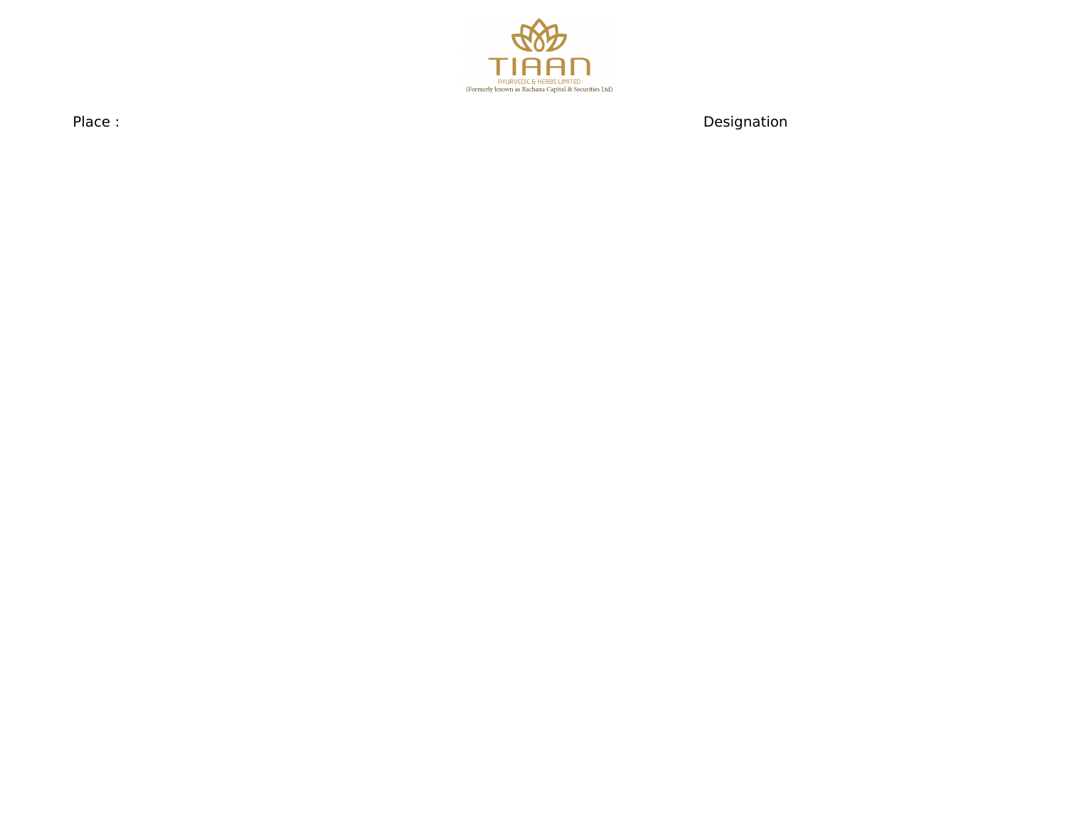TIAAN

AYURVEDIC & HERBS LIMITED

(Formerly known as Rachana Capital & Securities Ltd)

Place : Designation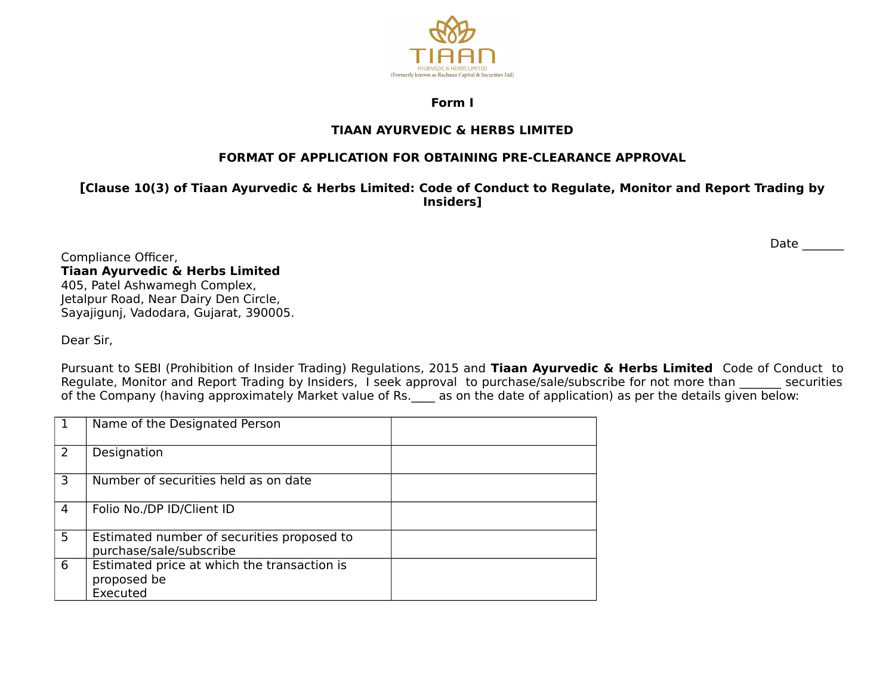**Form I**

**TIAAN AYURVEDIC & HERBS LIMITED**

**FORMAT OF APPLICATION FOR OBTAINING PRE-CLEARANCE APPROVAL**

**[Clause 10(3) of Tiaan Ayurvedic & Herbs Limited: Code of Conduct to Regulate, Monitor and Report Trading by Insiders]**

Date _______

Compliance Officer,
**Tiaan Ayurvedic & Herbs Limited**
405, Patel Ashwamegh Complex,
Jetalpur Road, Near Dairy Den Circle,
Sayajigunj, Vadodara, Gujarat, 390005.

Dear Sir,

Pursuant to SEBI (Prohibition of Insider Trading) Regulations, 2015 and **Tiaan Ayurvedic & Herbs Limited** Code of Conduct to Regulate, Monitor and Report Trading by Insiders, I seek approval to purchase/sale/subscribe for not more than _______ securities of the Company (having approximately Market value of Rs.____ as on the date of application) as per the details given below:

| | | |
|---|---|---|
| 1 | Name of the Designated Person | |
| 2 | Designation | |
| 3 | Number of securities held as on date | |
| 4 | Folio No./DP ID/Client ID | |
| 5 | Estimated number of securities proposed to purchase/sale/subscribe | |
| 6 | Estimated price at which the transaction is proposed be Executed | |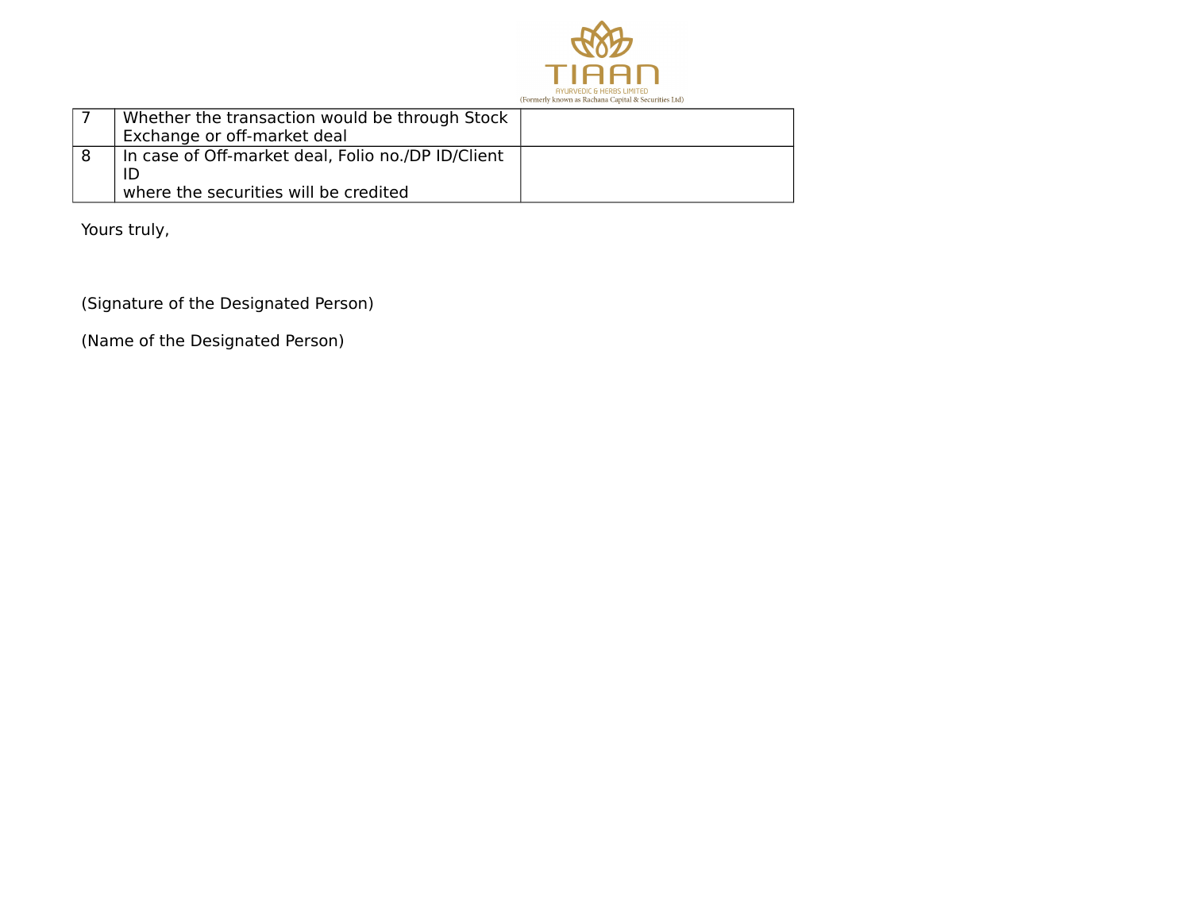| | | |
|---|---|---|
| 7 | Whether the transaction would be through Stock Exchange or off-market deal | |
| 8 | In case of Off-market deal, Folio no./DP ID/Client ID where the securities will be credited | |

Yours truly,

(Signature of the Designated Person)

(Name of the Designated Person)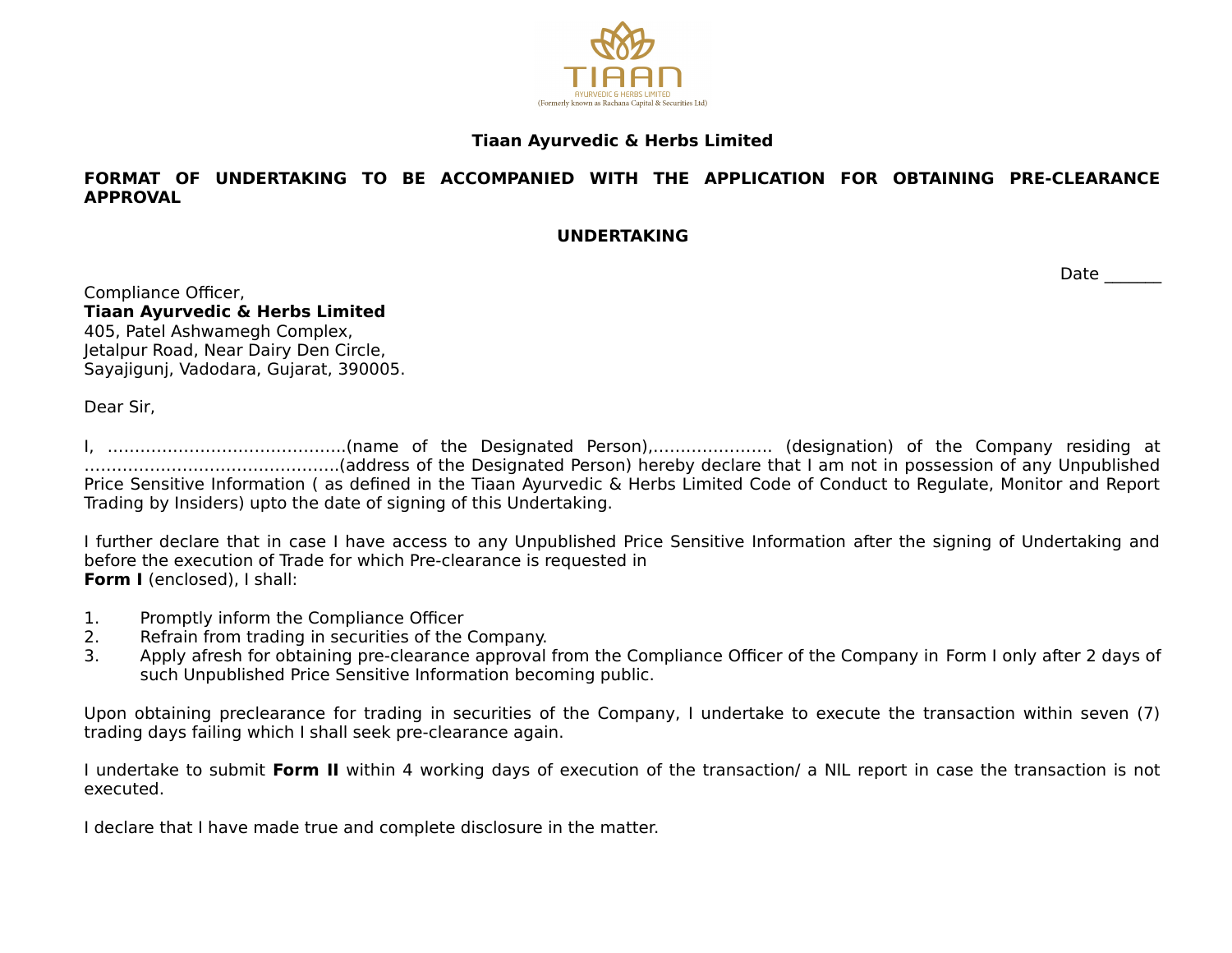**Tiaan Ayurvedic & Herbs Limited**

**FORMAT OF UNDERTAKING TO BE ACCOMPANIED WITH THE APPLICATION FOR OBTAINING PRE-CLEARANCE APPROVAL**

**UNDERTAKING**

Date _______

Compliance Officer,
**Tiaan Ayurvedic & Herbs Limited**
405, Patel Ashwamegh Complex,
Jetalpur Road, Near Dairy Den Circle,
Sayajigunj, Vadodara, Gujarat, 390005.

Dear Sir,

I, ………………………………………(name of the Designated Person),…………………. (designation) of the Company residing at ………………………………………..(address of the Designated Person) hereby declare that I am not in possession of any Unpublished Price Sensitive Information ( as defined in the Tiaan Ayurvedic & Herbs Limited Code of Conduct to Regulate, Monitor and Report Trading by Insiders) upto the date of signing of this Undertaking.

I further declare that in case I have access to any Unpublished Price Sensitive Information after the signing of Undertaking and before the execution of Trade for which Pre-clearance is requested in **Form I** (enclosed), I shall:

1. Promptly inform the Compliance Officer
2. Refrain from trading in securities of the Company.
3. Apply afresh for obtaining pre-clearance approval from the Compliance Officer of the Company in Form I only after 2 days of such Unpublished Price Sensitive Information becoming public.

Upon obtaining preclearance for trading in securities of the Company, I undertake to execute the transaction within seven (7) trading days failing which I shall seek pre-clearance again.

I undertake to submit **Form II** within 4 working days of execution of the transaction/ a NIL report in case the transaction is not executed.

I declare that I have made true and complete disclosure in the matter.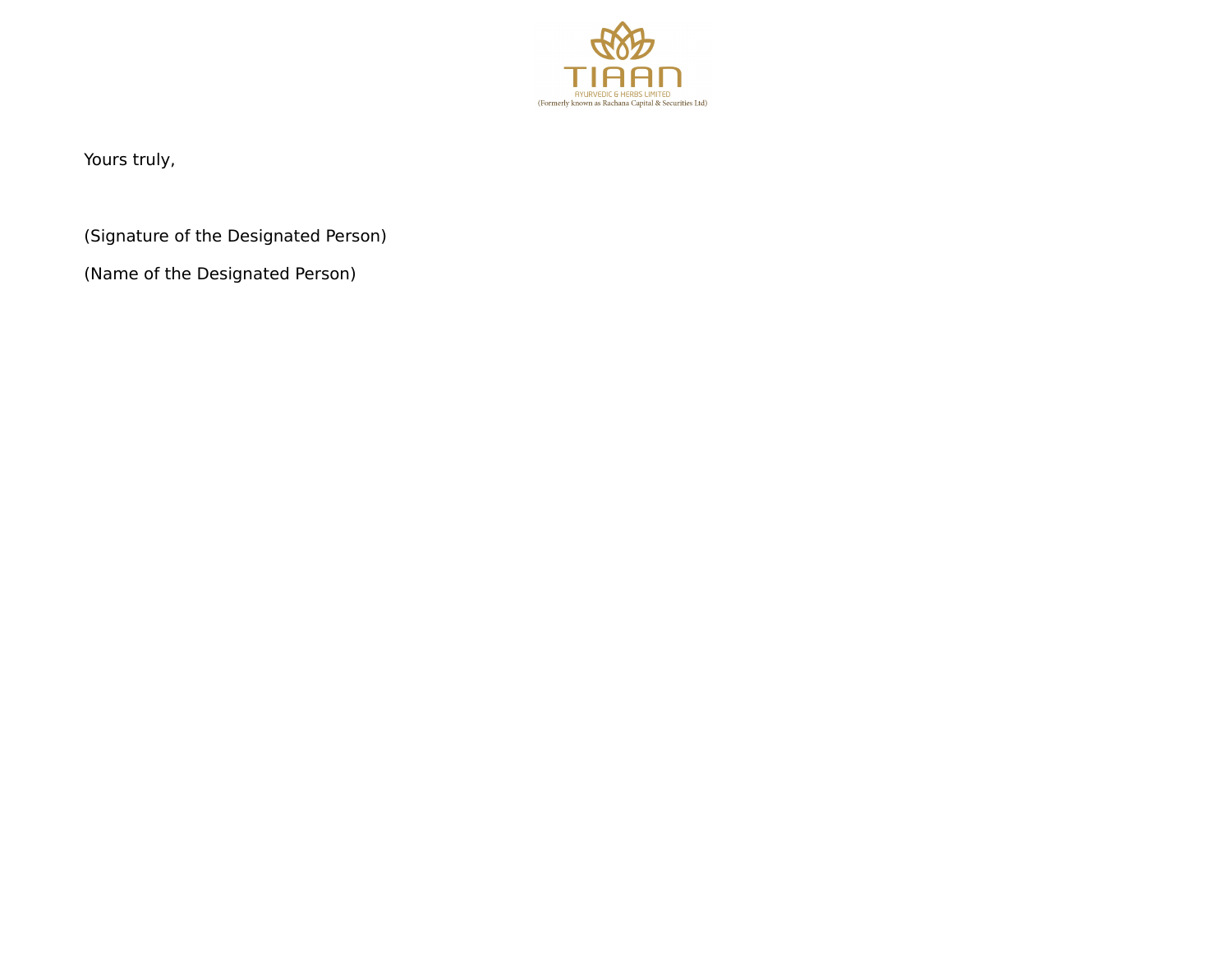Yours truly,

(Signature of the Designated Person)

(Name of the Designated Person)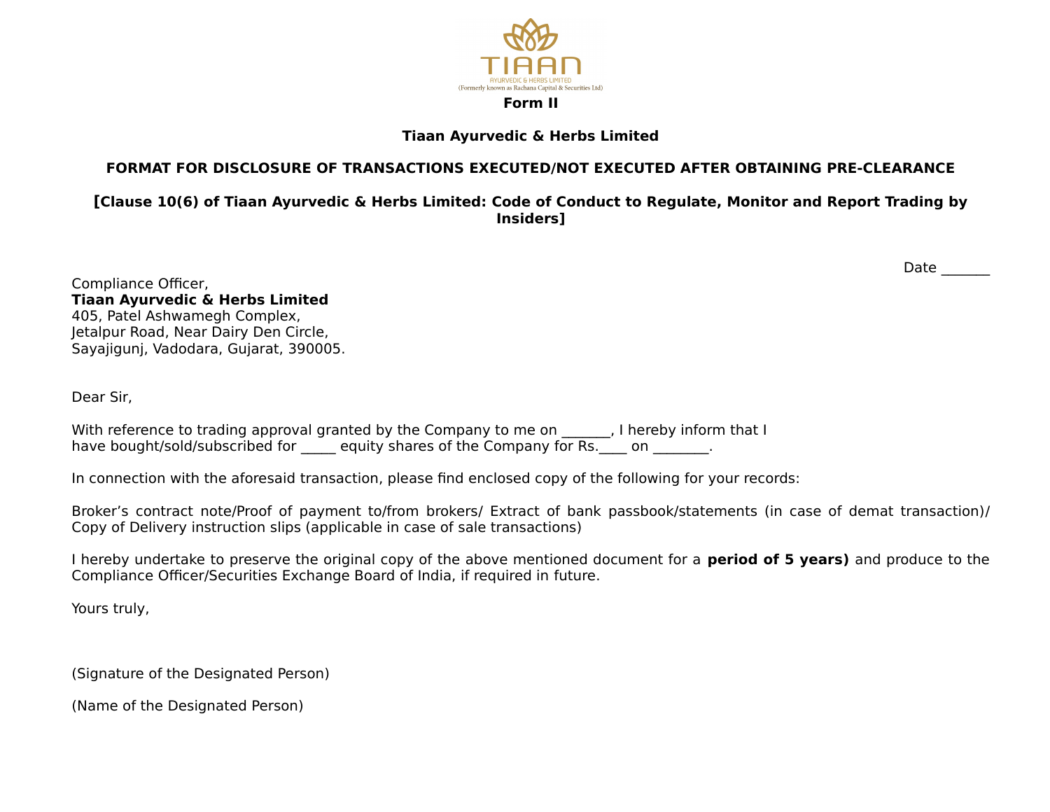**Form II**

**Tiaan Ayurvedic & Herbs Limited**

**FORMAT FOR DISCLOSURE OF TRANSACTIONS EXECUTED/NOT EXECUTED AFTER OBTAINING PRE-CLEARANCE**

**[Clause 10(6) of Tiaan Ayurvedic & Herbs Limited: Code of Conduct to Regulate, Monitor and Report Trading by Insiders]**

Date _______

Compliance Officer,  
**Tiaan Ayurvedic & Herbs Limited**  
405, Patel Ashwamegh Complex,  
Jetalpur Road, Near Dairy Den Circle,  
Sayajigunj, Vadodara, Gujarat, 390005.

Dear Sir,

With reference to trading approval granted by the Company to me on _______, I hereby inform that I have bought/sold/subscribed for _____ equity shares of the Company for Rs.____ on ________.

In connection with the aforesaid transaction, please find enclosed copy of the following for your records:

Broker's contract note/Proof of payment to/from brokers/ Extract of bank passbook/statements (in case of demat transaction)/ Copy of Delivery instruction slips (applicable in case of sale transactions)

I hereby undertake to preserve the original copy of the above mentioned document for a **period of 5 years)** and produce to the Compliance Officer/Securities Exchange Board of India, if required in future.

Yours truly,

(Signature of the Designated Person)

(Name of the Designated Person)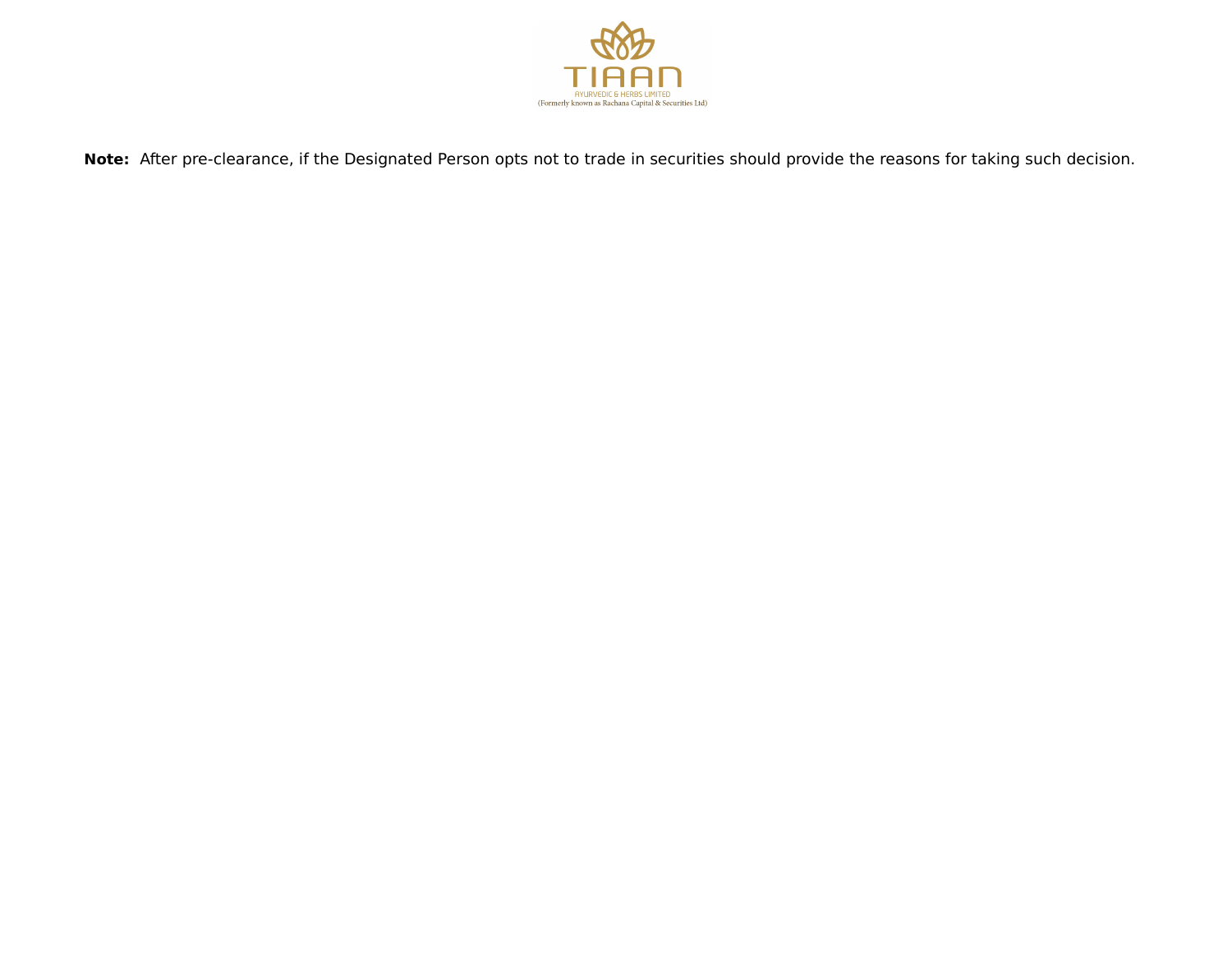**Note:** After pre-clearance, if the Designated Person opts not to trade in securities should provide the reasons for taking such decision.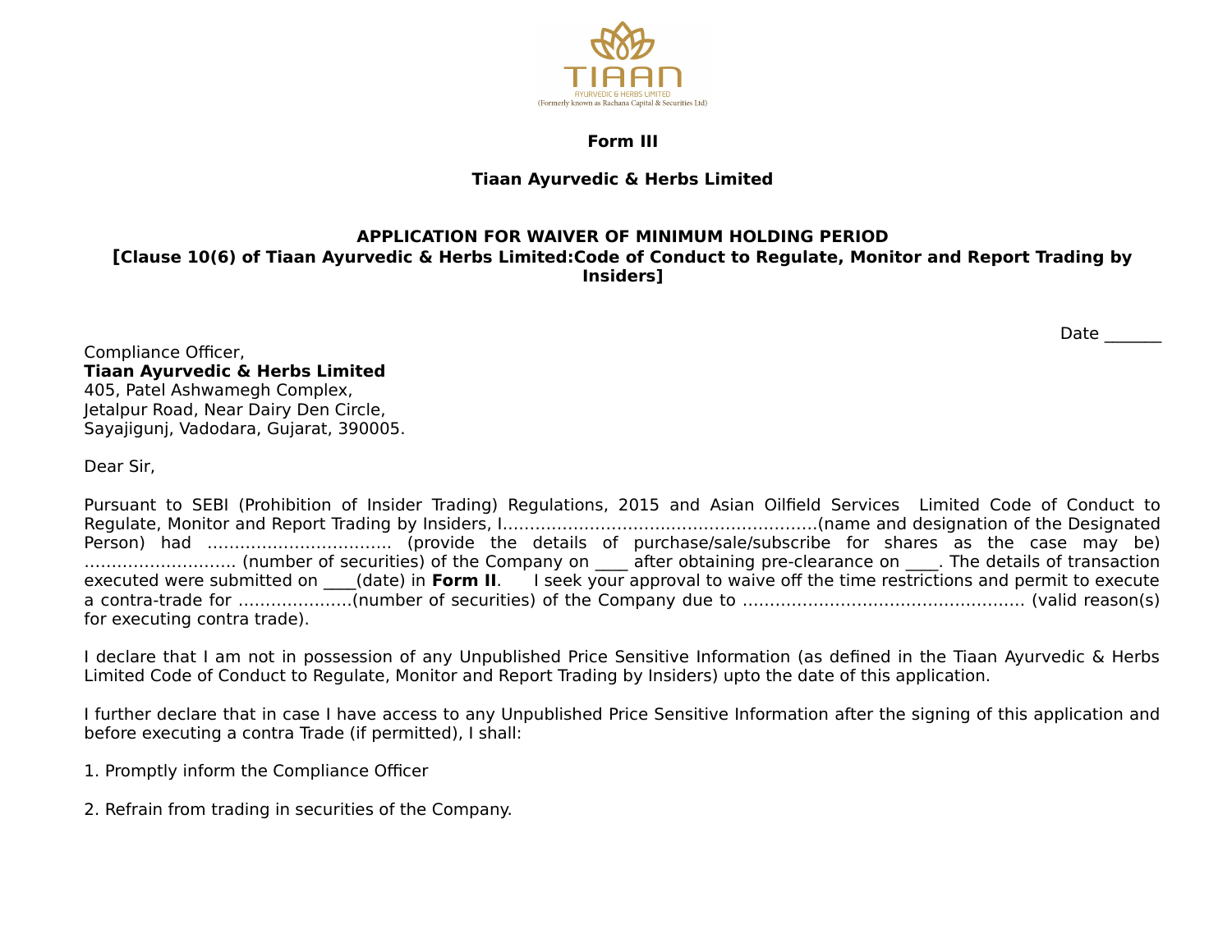**Form III**

**Tiaan Ayurvedic & Herbs Limited**

**APPLICATION FOR WAIVER OF MINIMUM HOLDING PERIOD**
**[Clause 10(6) of Tiaan Ayurvedic & Herbs Limited:Code of Conduct to Regulate, Monitor and Report Trading by Insiders]**

Date _______

Compliance Officer,
**Tiaan Ayurvedic & Herbs Limited**
405, Patel Ashwamegh Complex,
Jetalpur Road, Near Dairy Den Circle,
Sayajigunj, Vadodara, Gujarat, 390005.

Dear Sir,

Pursuant to SEBI (Prohibition of Insider Trading) Regulations, 2015 and Asian Oilfield Services Limited Code of Conduct to Regulate, Monitor and Report Trading by Insiders, I………………………………………………….(name and designation of the Designated Person) had …………………………… (provide the details of purchase/sale/subscribe for shares as the case may be) ……………………… (number of securities) of the Company on ____ after obtaining pre-clearance on ____. The details of transaction executed were submitted on ____(date) in **Form II**. I seek your approval to waive off the time restrictions and permit to execute a contra-trade for ………………..(number of securities) of the Company due to …………………………………………… (valid reason(s) for executing contra trade).

I declare that I am not in possession of any Unpublished Price Sensitive Information (as defined in the Tiaan Ayurvedic & Herbs Limited Code of Conduct to Regulate, Monitor and Report Trading by Insiders) upto the date of this application.

I further declare that in case I have access to any Unpublished Price Sensitive Information after the signing of this application and before executing a contra Trade (if permitted), I shall:

1. Promptly inform the Compliance Officer

2. Refrain from trading in securities of the Company.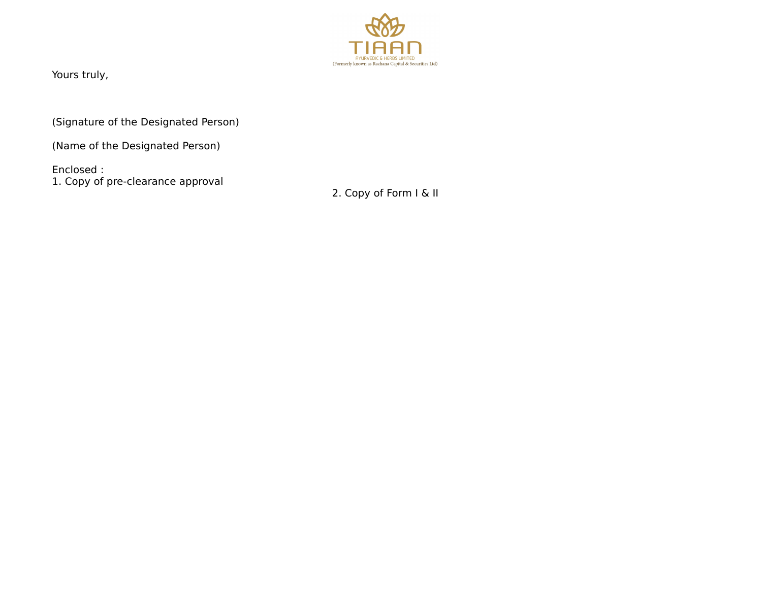Yours truly,

(Signature of the Designated Person)

(Name of the Designated Person)

Enclosed :

1. Copy of pre-clearance approval
2. Copy of Form I & II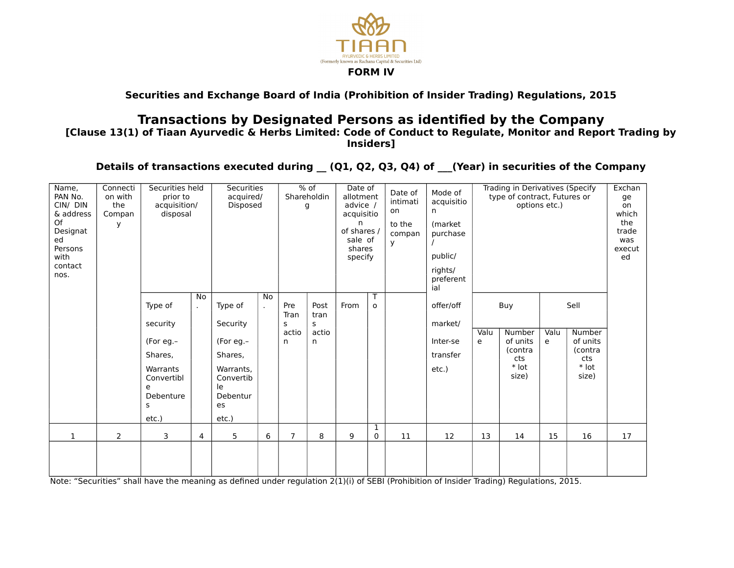TIAAN

AYURVEDIC & HERBS LIMITED

(Formerly known as Rachana Capital & Securities Ltd)

## FORM IV

### Securities and Exchange Board of India (Prohibition of Insider Trading) Regulations, 2015

## Transactions by Designated Persons as identified by the Company

### [Clause 13(1) of Tiaan Ayurvedic & Herbs Limited: Code of Conduct to Regulate, Monitor and Report Trading by Insiders]

### Details of transactions executed during __ (Q1, Q2, Q3, Q4) of ___(Year) in securities of the Company

| Name, PAN No. CIN/ DIN & address Of Designated Persons with contact nos. | Connection with the Company | Securities held prior to acquisition/ disposal | | Securities acquired/ Disposed | | % of Shareholding | | Date of allotment advice / acquisition of shares / sale of shares specify | | Date of intimation to the company | Mode of acquisition (market purchase / public/ rights/ preferential offer/off market/ Inter-se transfer etc.) | Trading in Derivatives (Specify type of contract, Futures or options etc.) | | | | Exchange on which the trade was executed |
|---|---|---|---|---|---|---|---|---|---|---|---|---|---|---|---|---|
| | | | | | | | | | | | | Buy | | Sell | | |
| | | Type of security (For eg.– Shares, Warrants Convertible Debentures etc.) | No. | Type of Security (For eg.– Shares, Warrants, Convertible Debentures etc.) | No. | Pre Transaction | Post transaction | From | To | | | Value | Number of units (contracts * lot size) | Value | Number of units (contracts * lot size) | |
| 1 | 2 | 3 | 4 | 5 | 6 | 7 | 8 | 9 | 10 | 11 | 12 | 13 | 14 | 15 | 16 | 17 |
| | | | | | | | | | | | | | | | | |

Note: "Securities" shall have the meaning as defined under regulation 2(1)(i) of SEBI (Prohibition of Insider Trading) Regulations, 2015.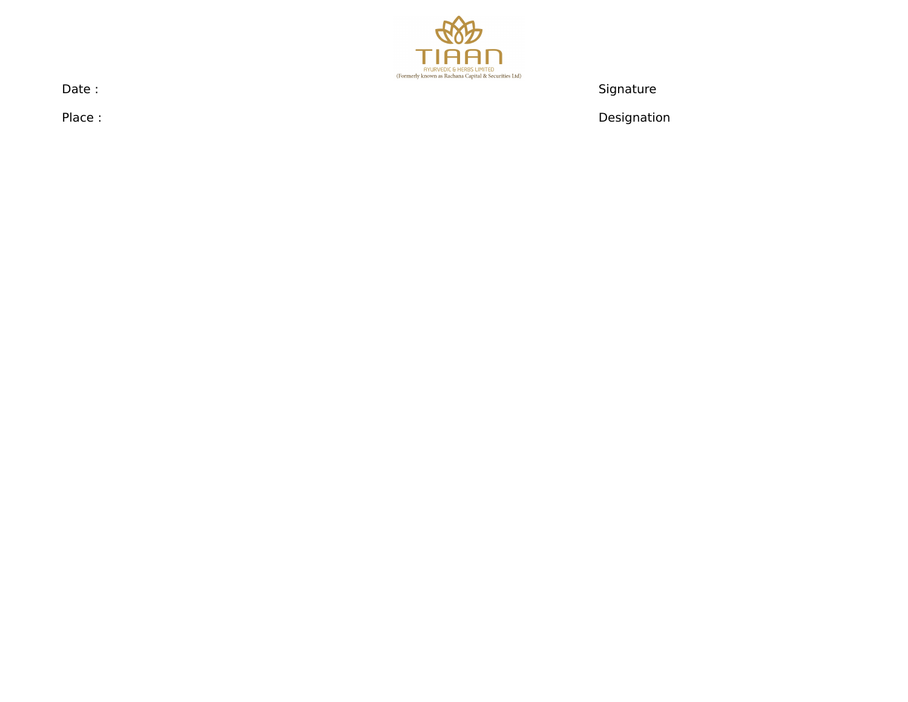TIAAN

AYURVEDIC & HERBS LIMITED

(Formerly known as Rachana Capital & Securities Ltd)

Date :

Place :

Signature

Designation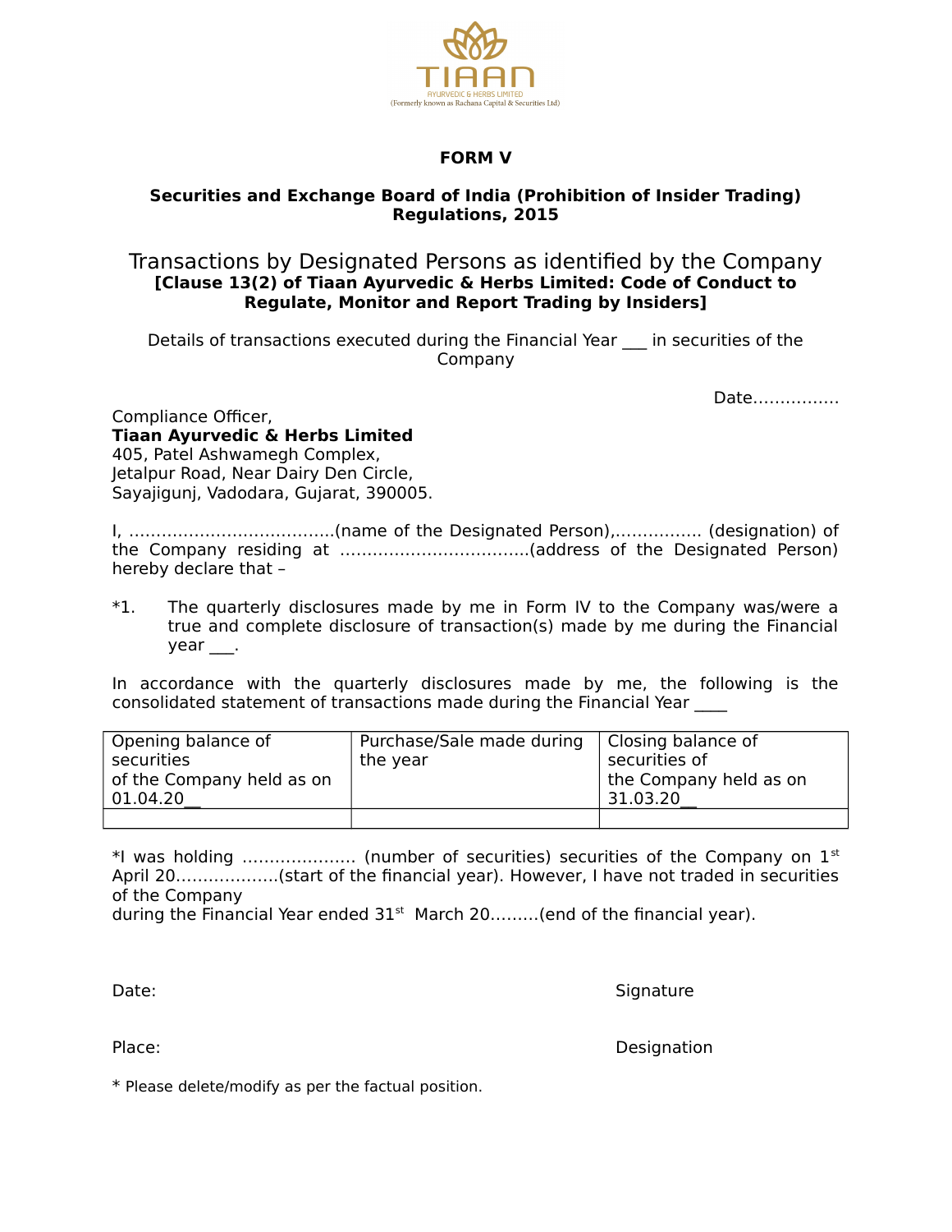TIAAN

AYURVEDIC & HERBS LIMITED

(Formerly known as Rachana Capital & Securities Ltd)

**FORM V**

**Securities and Exchange Board of India (Prohibition of Insider Trading) Regulations, 2015**

Transactions by Designated Persons as identified by the Company
**[Clause 13(2) of Tiaan Ayurvedic & Herbs Limited: Code of Conduct to Regulate, Monitor and Report Trading by Insiders]**

Details of transactions executed during the Financial Year ___ in securities of the Company

Date................

Compliance Officer,
**Tiaan Ayurvedic & Herbs Limited**
405, Patel Ashwamegh Complex,
Jetalpur Road, Near Dairy Den Circle,
Sayajigunj, Vadodara, Gujarat, 390005.

I, .....................................(name of the Designated Person),................ (designation) of the Company residing at ..................................(address of the Designated Person) hereby declare that –

*1. The quarterly disclosures made by me in Form IV to the Company was/were a true and complete disclosure of transaction(s) made by me during the Financial year ___.

In accordance with the quarterly disclosures made by me, the following is the consolidated statement of transactions made during the Financial Year ____

| Opening balance of securities of the Company held as on 01.04.20__ | Purchase/Sale made during the year | Closing balance of securities of the Company held as on 31.03.20__ |
|---|---|---|
| | | |

*I was holding ..................... (number of securities) securities of the Company on 1st April 20...................(start of the financial year). However, I have not traded in securities of the Company
during the Financial Year ended 31st March 20.........(end of the financial year).

Date: Signature

Place: Designation

* Please delete/modify as per the factual position.